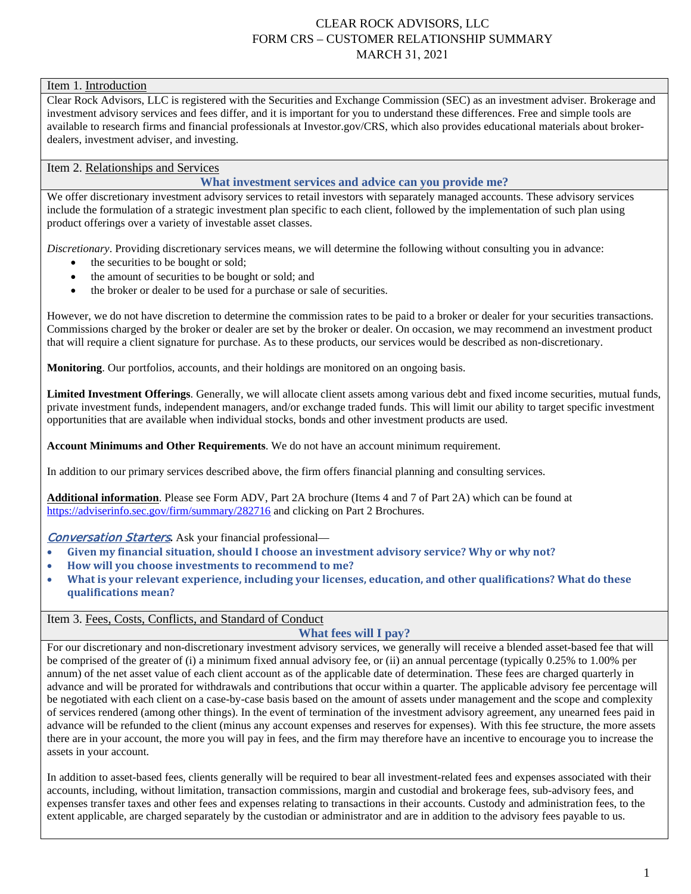# CLEAR ROCK ADVISORS, LLC
## FORM CRS – CUSTOMER RELATIONSHIP SUMMARY
## MARCH 31, 2021

## Item 1. Introduction

Clear Rock Advisors, LLC is registered with the Securities and Exchange Commission (SEC) as an investment adviser. Brokerage and investment advisory services and fees differ, and it is important for you to understand these differences. Free and simple tools are available to research firms and financial professionals at Investor.gov/CRS, which also provides educational materials about broker-dealers, investment adviser, and investing.

## Item 2. Relationships and Services

### What investment services and advice can you provide me?

We offer discretionary investment advisory services to retail investors with separately managed accounts. These advisory services include the formulation of a strategic investment plan specific to each client, followed by the implementation of such plan using product offerings over a variety of investable asset classes.

*Discretionary*. Providing discretionary services means, we will determine the following without consulting you in advance:

- the securities to be bought or sold;
- the amount of securities to be bought or sold; and
- the broker or dealer to be used for a purchase or sale of securities.

However, we do not have discretion to determine the commission rates to be paid to a broker or dealer for your securities transactions. Commissions charged by the broker or dealer are set by the broker or dealer. On occasion, we may recommend an investment product that will require a client signature for purchase. As to these products, our services would be described as non-discretionary.

**Monitoring**. Our portfolios, accounts, and their holdings are monitored on an ongoing basis.

**Limited Investment Offerings**. Generally, we will allocate client assets among various debt and fixed income securities, mutual funds, private investment funds, independent managers, and/or exchange traded funds. This will limit our ability to target specific investment opportunities that are available when individual stocks, bonds and other investment products are used.

**Account Minimums and Other Requirements**. We do not have an account minimum requirement.

In addition to our primary services described above, the firm offers financial planning and consulting services.

**Additional information**. Please see Form ADV, Part 2A brochure (Items 4 and 7 of Part 2A) which can be found at https://adviserinfo.sec.gov/firm/summary/282716 and clicking on Part 2 Brochures.

*Conversation Starters*. Ask your financial professional—

- **Given my financial situation, should I choose an investment advisory service? Why or why not?**
- **How will you choose investments to recommend to me?**
- **What is your relevant experience, including your licenses, education, and other qualifications? What do these qualifications mean?**

## Item 3. Fees, Costs, Conflicts, and Standard of Conduct

### What fees will I pay?

For our discretionary and non-discretionary investment advisory services, we generally will receive a blended asset-based fee that will be comprised of the greater of (i) a minimum fixed annual advisory fee, or (ii) an annual percentage (typically 0.25% to 1.00% per annum) of the net asset value of each client account as of the applicable date of determination. These fees are charged quarterly in advance and will be prorated for withdrawals and contributions that occur within a quarter. The applicable advisory fee percentage will be negotiated with each client on a case-by-case basis based on the amount of assets under management and the scope and complexity of services rendered (among other things). In the event of termination of the investment advisory agreement, any unearned fees paid in advance will be refunded to the client (minus any account expenses and reserves for expenses). With this fee structure, the more assets there are in your account, the more you will pay in fees, and the firm may therefore have an incentive to encourage you to increase the assets in your account.

In addition to asset-based fees, clients generally will be required to bear all investment-related fees and expenses associated with their accounts, including, without limitation, transaction commissions, margin and custodial and brokerage fees, sub-advisory fees, and expenses transfer taxes and other fees and expenses relating to transactions in their accounts. Custody and administration fees, to the extent applicable, are charged separately by the custodian or administrator and are in addition to the advisory fees payable to us.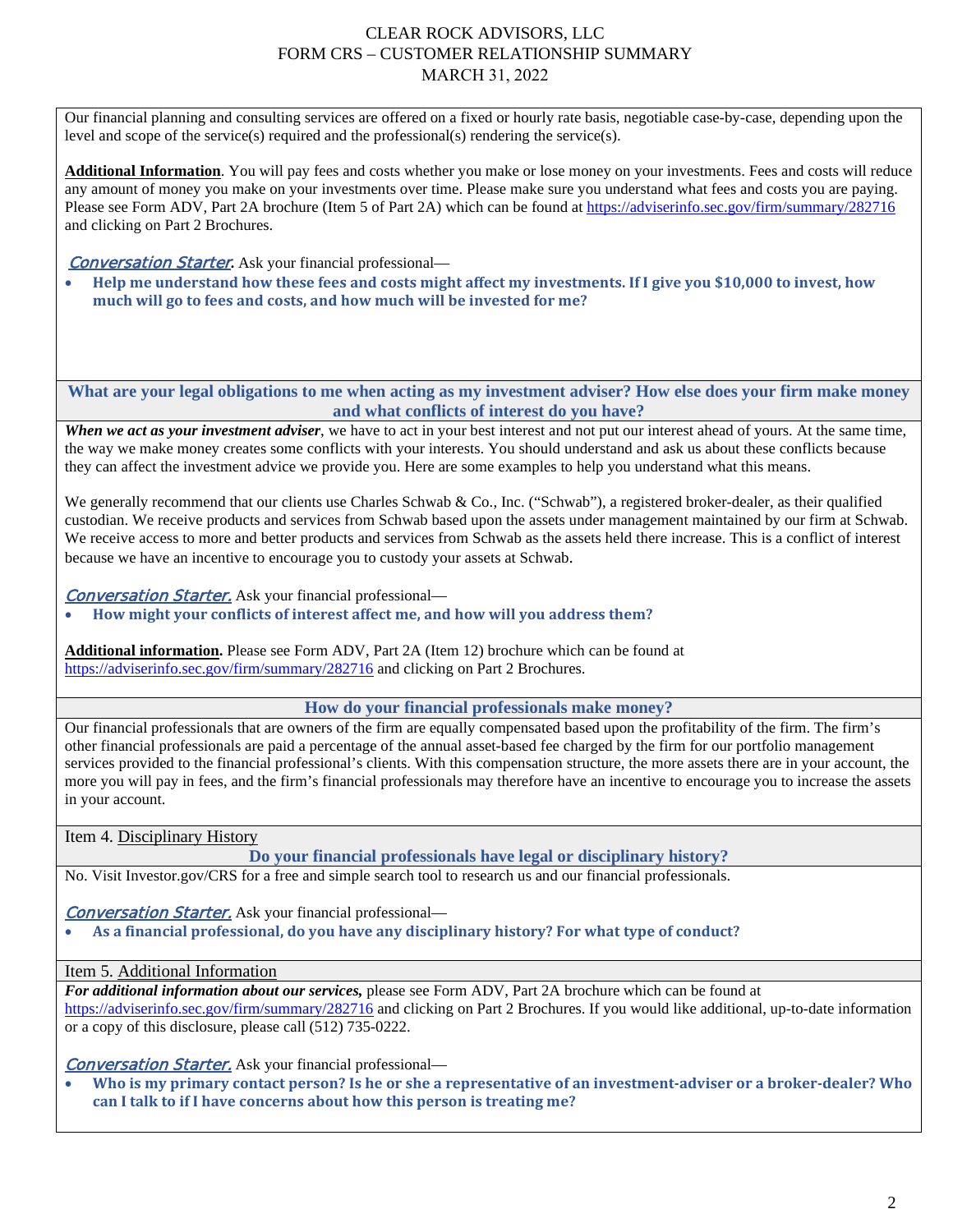Our financial planning and consulting services are offered on a fixed or hourly rate basis, negotiable case-by-case, depending upon the level and scope of the service(s) required and the professional(s) rendering the service(s).

**Additional Information**. You will pay fees and costs whether you make or lose money on your investments. Fees and costs will reduce any amount of money you make on your investments over time. Please make sure you understand what fees and costs you are paying. Please see Form ADV, Part 2A brochure (Item 5 of Part 2A) which can be found at https://adviserinfo.sec.gov/firm/summary/282716 and clicking on Part 2 Brochures.

*Conversation Starter.* Ask your financial professional—

- **Help me understand how these fees and costs might affect my investments. If I give you $10,000 to invest, how much will go to fees and costs, and how much will be invested for me?**

## What are your legal obligations to me when acting as my investment adviser? How else does your firm make money and what conflicts of interest do you have?

***When we act as your investment adviser***, we have to act in your best interest and not put our interest ahead of yours. At the same time, the way we make money creates some conflicts with your interests. You should understand and ask us about these conflicts because they can affect the investment advice we provide you. Here are some examples to help you understand what this means.

We generally recommend that our clients use Charles Schwab & Co., Inc. ("Schwab"), a registered broker-dealer, as their qualified custodian. We receive products and services from Schwab based upon the assets under management maintained by our firm at Schwab. We receive access to more and better products and services from Schwab as the assets held there increase. This is a conflict of interest because we have an incentive to encourage you to custody your assets at Schwab.

*Conversation Starter.* Ask your financial professional—

- **How might your conflicts of interest affect me, and how will you address them?**

**Additional information.** Please see Form ADV, Part 2A (Item 12) brochure which can be found at https://adviserinfo.sec.gov/firm/summary/282716 and clicking on Part 2 Brochures.

## How do your financial professionals make money?

Our financial professionals that are owners of the firm are equally compensated based upon the profitability of the firm. The firm's other financial professionals are paid a percentage of the annual asset-based fee charged by the firm for our portfolio management services provided to the financial professional's clients. With this compensation structure, the more assets there are in your account, the more you will pay in fees, and the firm's financial professionals may therefore have an incentive to encourage you to increase the assets in your account.

Item 4. Disciplinary History

## Do your financial professionals have legal or disciplinary history?

No. Visit Investor.gov/CRS for a free and simple search tool to research us and our financial professionals.

*Conversation Starter.* Ask your financial professional—

- **As a financial professional, do you have any disciplinary history? For what type of conduct?**

Item 5. Additional Information

***For additional information about our services,*** please see Form ADV, Part 2A brochure which can be found at https://adviserinfo.sec.gov/firm/summary/282716 and clicking on Part 2 Brochures. If you would like additional, up-to-date information or a copy of this disclosure, please call (512) 735-0222.

*Conversation Starter.* Ask your financial professional—

- **Who is my primary contact person? Is he or she a representative of an investment-adviser or a broker-dealer? Who can I talk to if I have concerns about how this person is treating me?**